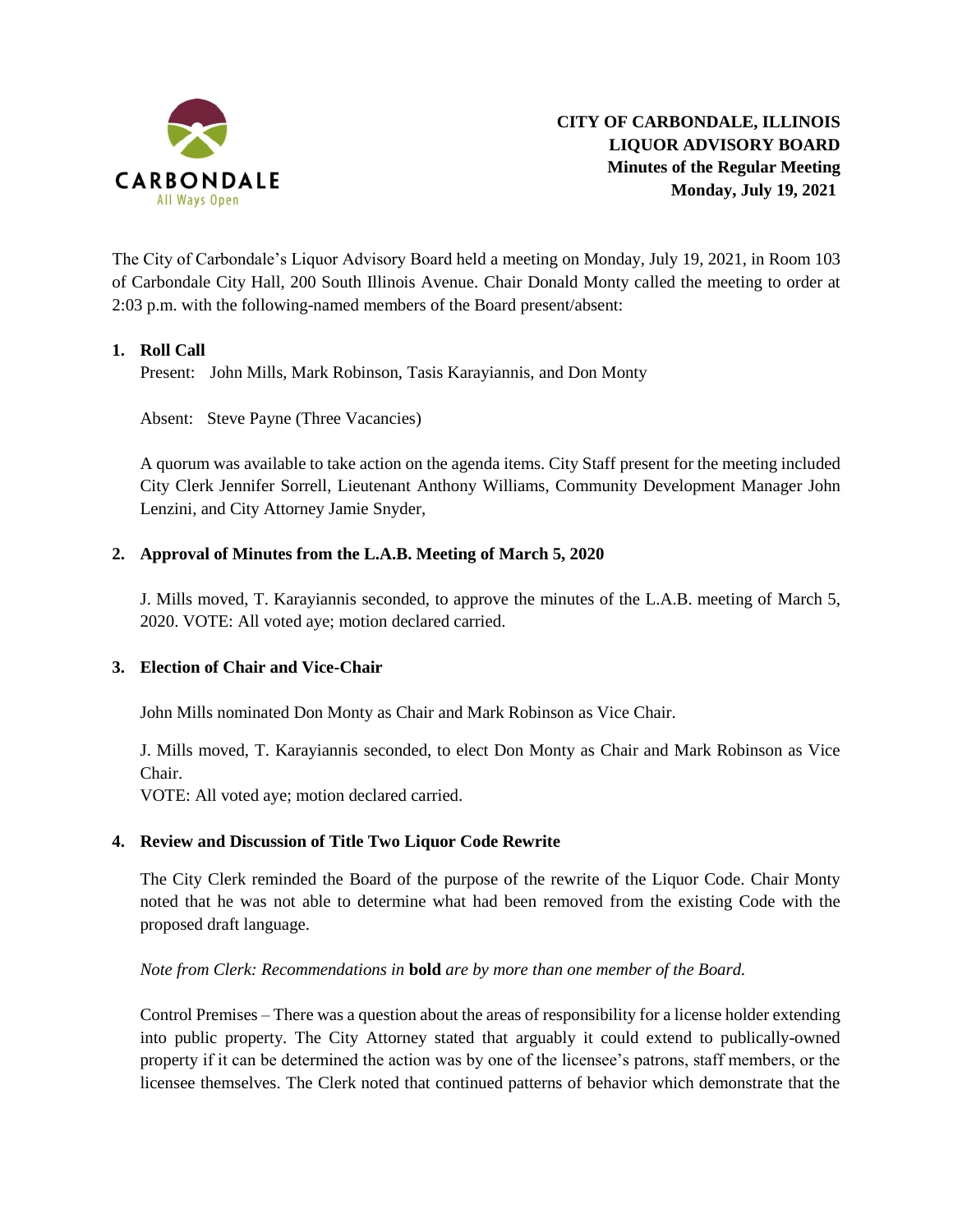# CITY OF CARBONDALE, ILLINOIS
## LIQUOR ADVISORY BOARD
### Minutes of the Regular Meeting
### Monday, July 19, 2021

The City of Carbondale's Liquor Advisory Board held a meeting on Monday, July 19, 2021, in Room 103 of Carbondale City Hall, 200 South Illinois Avenue. Chair Donald Monty called the meeting to order at 2:03 p.m. with the following-named members of the Board present/absent:

**1. Roll Call**

Present: John Mills, Mark Robinson, Tasis Karayiannis, and Don Monty

Absent: Steve Payne (Three Vacancies)

A quorum was available to take action on the agenda items. City Staff present for the meeting included City Clerk Jennifer Sorrell, Lieutenant Anthony Williams, Community Development Manager John Lenzini, and City Attorney Jamie Snyder,

**2. Approval of Minutes from the L.A.B. Meeting of March 5, 2020**

J. Mills moved, T. Karayiannis seconded, to approve the minutes of the L.A.B. meeting of March 5, 2020. VOTE: All voted aye; motion declared carried.

**3. Election of Chair and Vice-Chair**

John Mills nominated Don Monty as Chair and Mark Robinson as Vice Chair.

J. Mills moved, T. Karayiannis seconded, to elect Don Monty as Chair and Mark Robinson as Vice Chair.
VOTE: All voted aye; motion declared carried.

**4. Review and Discussion of Title Two Liquor Code Rewrite**

The City Clerk reminded the Board of the purpose of the rewrite of the Liquor Code. Chair Monty noted that he was not able to determine what had been removed from the existing Code with the proposed draft language.

*Note from Clerk: Recommendations in* **bold** *are by more than one member of the Board.*

Control Premises – There was a question about the areas of responsibility for a license holder extending into public property. The City Attorney stated that arguably it could extend to publically-owned property if it can be determined the action was by one of the licensee's patrons, staff members, or the licensee themselves. The Clerk noted that continued patterns of behavior which demonstrate that the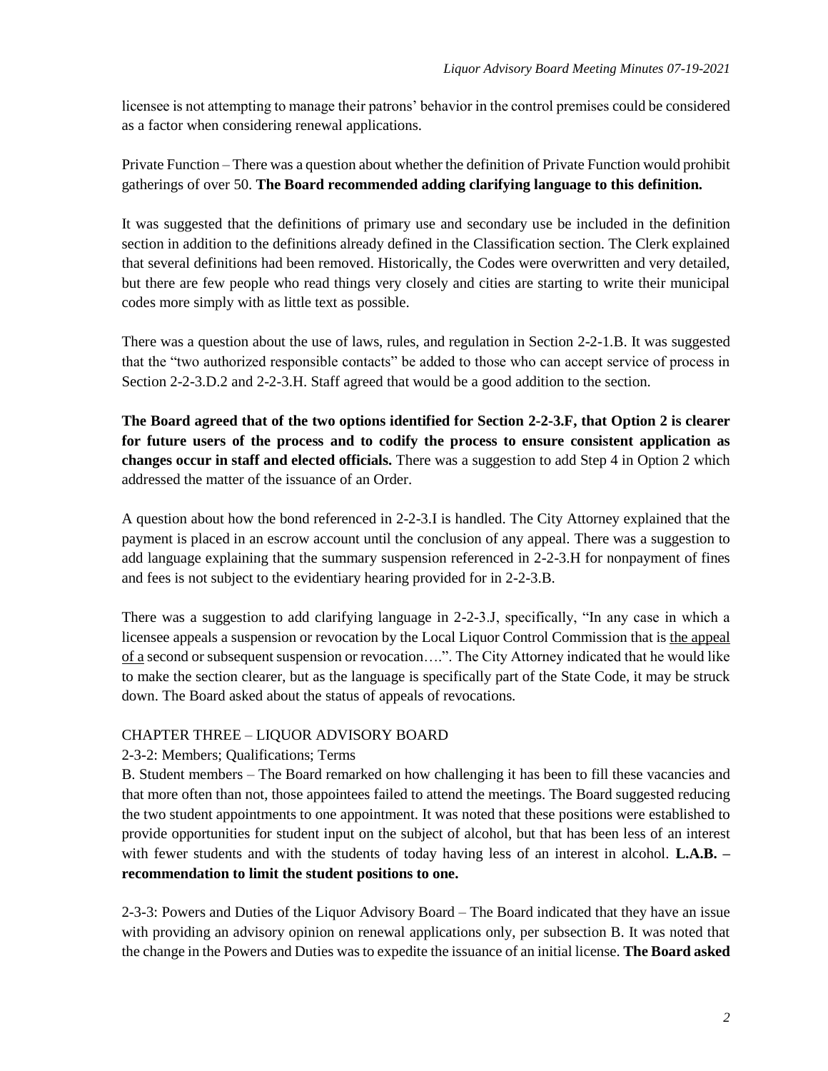licensee is not attempting to manage their patrons' behavior in the control premises could be considered as a factor when considering renewal applications.

Private Function – There was a question about whether the definition of Private Function would prohibit gatherings of over 50. **The Board recommended adding clarifying language to this definition.**

It was suggested that the definitions of primary use and secondary use be included in the definition section in addition to the definitions already defined in the Classification section. The Clerk explained that several definitions had been removed. Historically, the Codes were overwritten and very detailed, but there are few people who read things very closely and cities are starting to write their municipal codes more simply with as little text as possible.

There was a question about the use of laws, rules, and regulation in Section 2-2-1.B. It was suggested that the "two authorized responsible contacts" be added to those who can accept service of process in Section 2-2-3.D.2 and 2-2-3.H. Staff agreed that would be a good addition to the section.

**The Board agreed that of the two options identified for Section 2-2-3.F, that Option 2 is clearer for future users of the process and to codify the process to ensure consistent application as changes occur in staff and elected officials.** There was a suggestion to add Step 4 in Option 2 which addressed the matter of the issuance of an Order.

A question about how the bond referenced in 2-2-3.I is handled. The City Attorney explained that the payment is placed in an escrow account until the conclusion of any appeal. There was a suggestion to add language explaining that the summary suspension referenced in 2-2-3.H for nonpayment of fines and fees is not subject to the evidentiary hearing provided for in 2-2-3.B.

There was a suggestion to add clarifying language in 2-2-3.J, specifically, "In any case in which a licensee appeals a suspension or revocation by the Local Liquor Control Commission that is <u>the appeal of a</u> second or subsequent suspension or revocation….". The City Attorney indicated that he would like to make the section clearer, but as the language is specifically part of the State Code, it may be struck down. The Board asked about the status of appeals of revocations.

## CHAPTER THREE – LIQUOR ADVISORY BOARD

2-3-2: Members; Qualifications; Terms

B. Student members – The Board remarked on how challenging it has been to fill these vacancies and that more often than not, those appointees failed to attend the meetings. The Board suggested reducing the two student appointments to one appointment. It was noted that these positions were established to provide opportunities for student input on the subject of alcohol, but that has been less of an interest with fewer students and with the students of today having less of an interest in alcohol. **L.A.B. – recommendation to limit the student positions to one.**

2-3-3: Powers and Duties of the Liquor Advisory Board – The Board indicated that they have an issue with providing an advisory opinion on renewal applications only, per subsection B. It was noted that the change in the Powers and Duties was to expedite the issuance of an initial license. **The Board asked**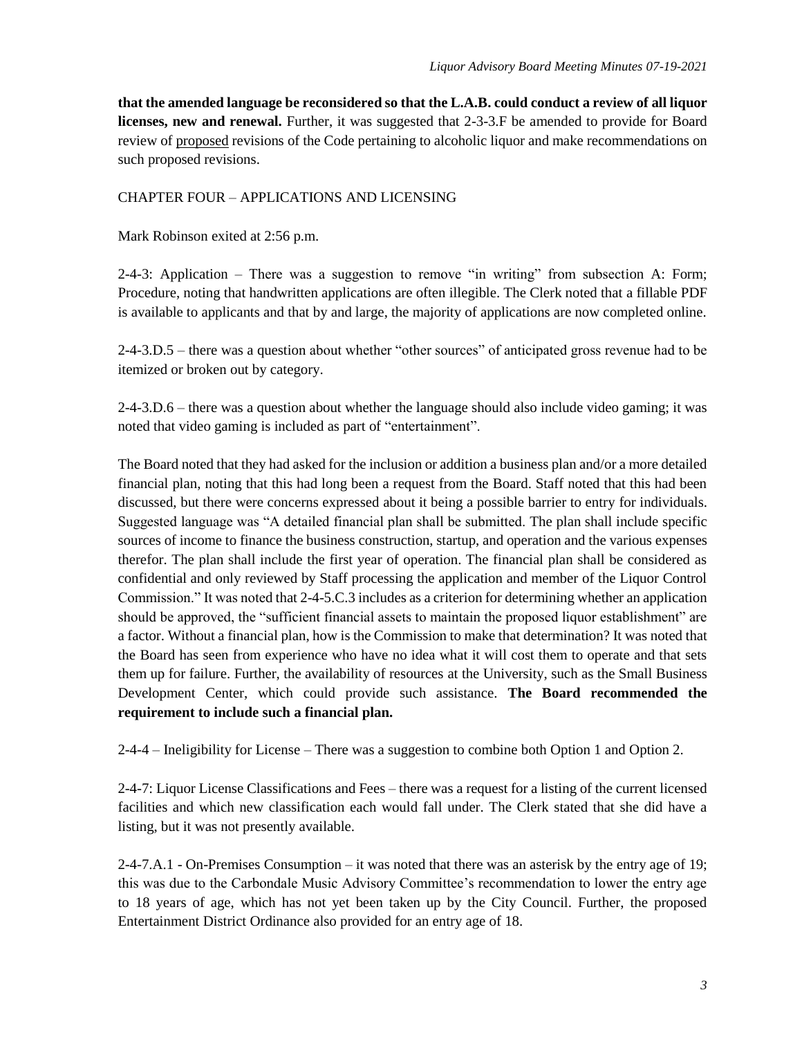**that the amended language be reconsidered so that the L.A.B. could conduct a review of all liquor licenses, new and renewal.** Further, it was suggested that 2-3-3.F be amended to provide for Board review of <u>proposed</u> revisions of the Code pertaining to alcoholic liquor and make recommendations on such proposed revisions.

CHAPTER FOUR – APPLICATIONS AND LICENSING

Mark Robinson exited at 2:56 p.m.

2-4-3: Application – There was a suggestion to remove "in writing" from subsection A: Form; Procedure, noting that handwritten applications are often illegible. The Clerk noted that a fillable PDF is available to applicants and that by and large, the majority of applications are now completed online.

2-4-3.D.5 – there was a question about whether "other sources" of anticipated gross revenue had to be itemized or broken out by category.

2-4-3.D.6 – there was a question about whether the language should also include video gaming; it was noted that video gaming is included as part of "entertainment".

The Board noted that they had asked for the inclusion or addition a business plan and/or a more detailed financial plan, noting that this had long been a request from the Board. Staff noted that this had been discussed, but there were concerns expressed about it being a possible barrier to entry for individuals. Suggested language was "A detailed financial plan shall be submitted. The plan shall include specific sources of income to finance the business construction, startup, and operation and the various expenses therefor. The plan shall include the first year of operation. The financial plan shall be considered as confidential and only reviewed by Staff processing the application and member of the Liquor Control Commission." It was noted that 2-4-5.C.3 includes as a criterion for determining whether an application should be approved, the "sufficient financial assets to maintain the proposed liquor establishment" are a factor. Without a financial plan, how is the Commission to make that determination? It was noted that the Board has seen from experience who have no idea what it will cost them to operate and that sets them up for failure. Further, the availability of resources at the University, such as the Small Business Development Center, which could provide such assistance. **The Board recommended the requirement to include such a financial plan.**

2-4-4 – Ineligibility for License – There was a suggestion to combine both Option 1 and Option 2.

2-4-7: Liquor License Classifications and Fees – there was a request for a listing of the current licensed facilities and which new classification each would fall under. The Clerk stated that she did have a listing, but it was not presently available.

2-4-7.A.1 - On-Premises Consumption – it was noted that there was an asterisk by the entry age of 19; this was due to the Carbondale Music Advisory Committee's recommendation to lower the entry age to 18 years of age, which has not yet been taken up by the City Council. Further, the proposed Entertainment District Ordinance also provided for an entry age of 18.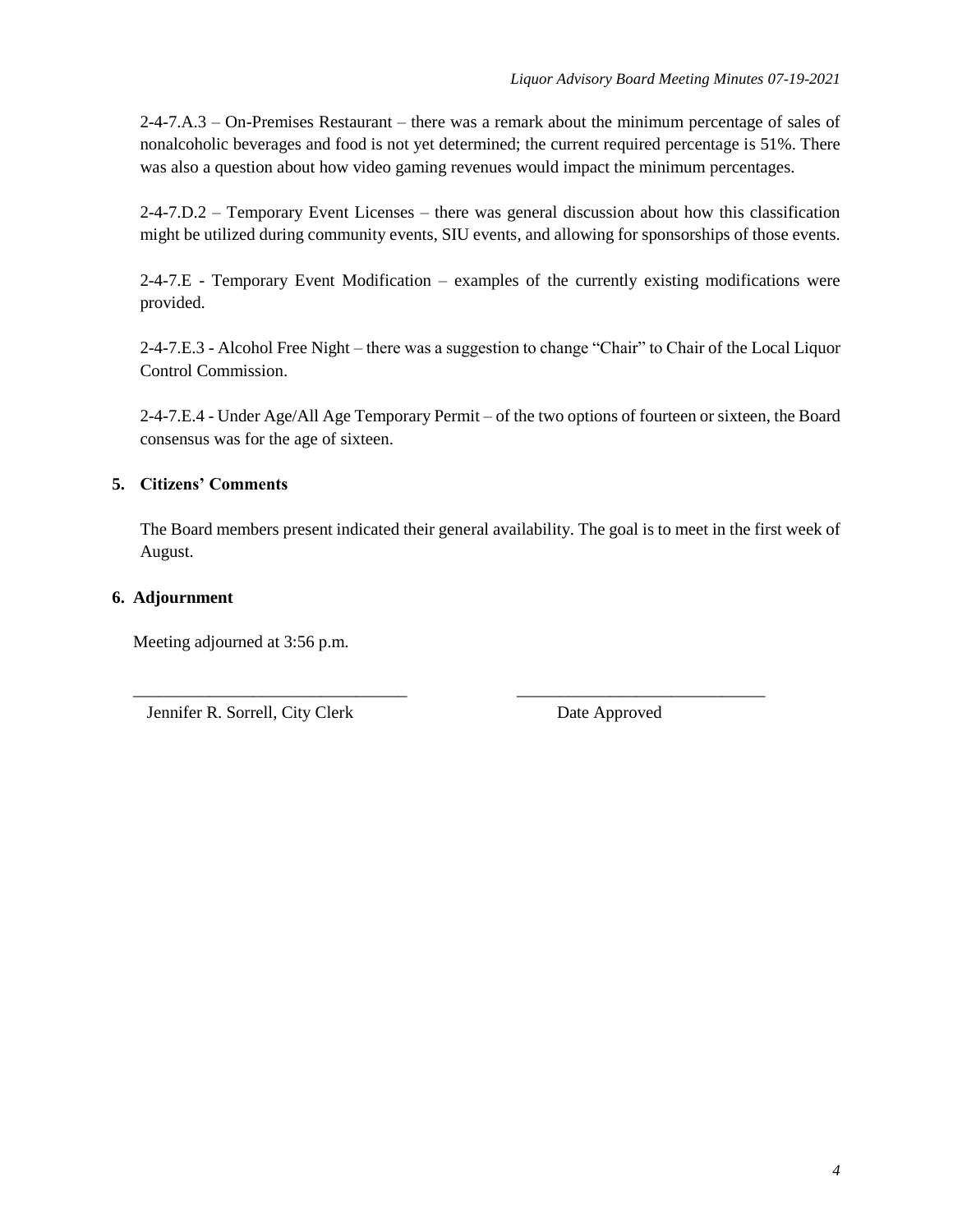2-4-7.A.3 – On-Premises Restaurant – there was a remark about the minimum percentage of sales of nonalcoholic beverages and food is not yet determined; the current required percentage is 51%. There was also a question about how video gaming revenues would impact the minimum percentages.

2-4-7.D.2 – Temporary Event Licenses – there was general discussion about how this classification might be utilized during community events, SIU events, and allowing for sponsorships of those events.

2-4-7.E - Temporary Event Modification – examples of the currently existing modifications were provided.

2-4-7.E.3 - Alcohol Free Night – there was a suggestion to change "Chair" to Chair of the Local Liquor Control Commission.

2-4-7.E.4 - Under Age/All Age Temporary Permit – of the two options of fourteen or sixteen, the Board consensus was for the age of sixteen.

**5. Citizens' Comments**

The Board members present indicated their general availability. The goal is to meet in the first week of August.

**6. Adjournment**

Meeting adjourned at 3:56 p.m.

\_\_\_\_\_\_\_\_\_\_\_\_\_\_\_\_\_\_\_\_\_\_\_\_\_\_\_\_\_\_\_\_ \_\_\_\_\_\_\_\_\_\_\_\_\_\_\_\_\_\_\_\_\_\_\_\_\_\_\_\_\_\_

Jennifer R. Sorrell, City Clerk Date Approved